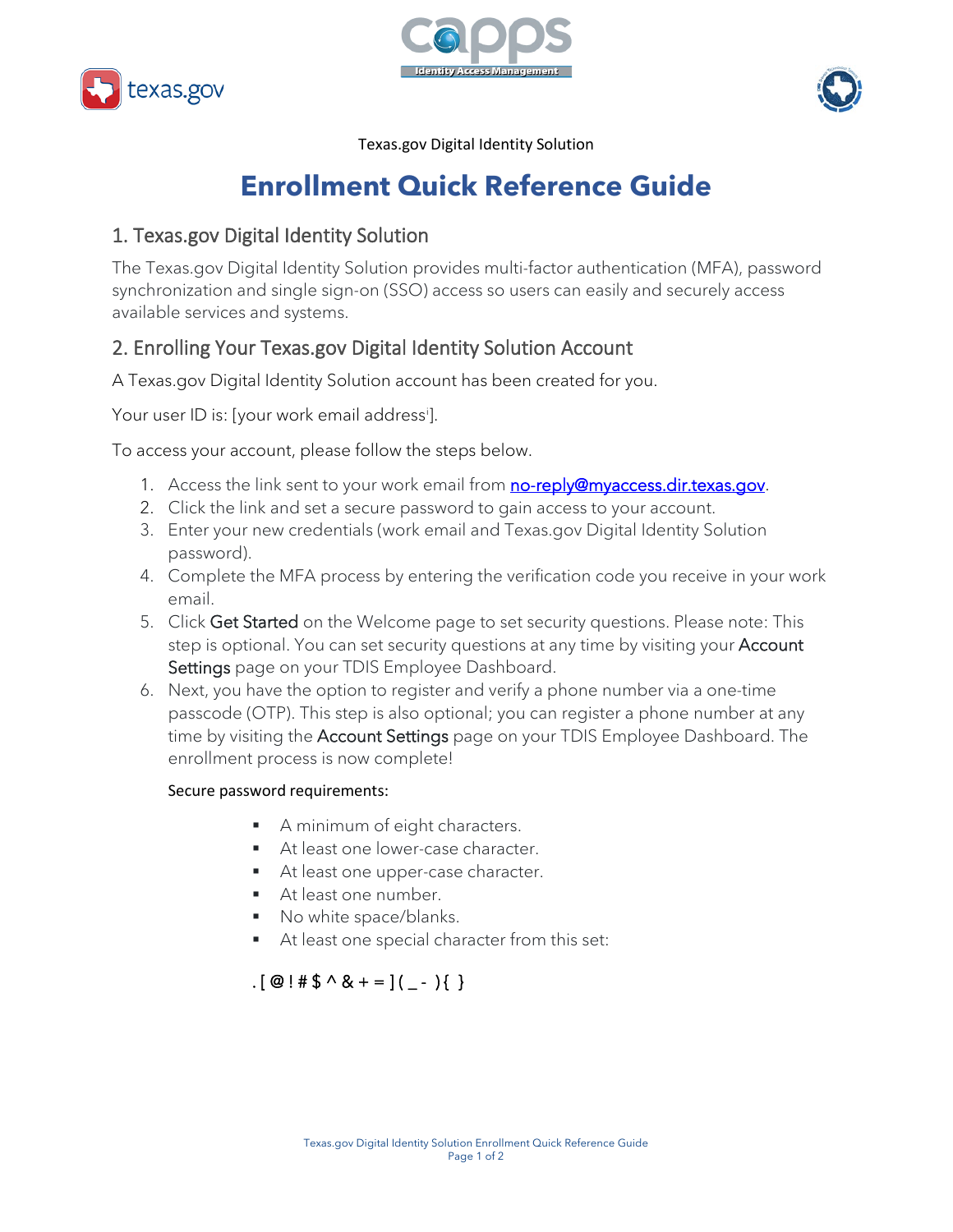Texas.gov Digital Identity Solution

# Enrollment Quick Reference Guide

## 1. Texas.gov Digital Identity Solution

The Texas.gov Digital Identity Solution provides multi-factor authentication (MFA), password synchronization and single sign-on (SSO) access so users can easily and securely access available services and systems.

## 2. Enrolling Your Texas.gov Digital Identity Solution Account

A Texas.gov Digital Identity Solution account has been created for you.

Your user ID is: [your work email address[i]].

To access your account, please follow the steps below.

1. Access the link sent to your work email from no-reply@myaccess.dir.texas.gov.
2. Click the link and set a secure password to gain access to your account.
3. Enter your new credentials (work email and Texas.gov Digital Identity Solution password).
4. Complete the MFA process by entering the verification code you receive in your work email.
5. Click **Get Started** on the Welcome page to set security questions. Please note: This step is optional. You can set security questions at any time by visiting your **Account Settings** page on your TDIS Employee Dashboard.
6. Next, you have the option to register and verify a phone number via a one-time passcode (OTP). This step is also optional; you can register a phone number at any time by visiting the **Account Settings** page on your TDIS Employee Dashboard. The enrollment process is now complete!

Secure password requirements:

- A minimum of eight characters.
- At least one lower-case character.
- At least one upper-case character.
- At least one number.
- No white space/blanks.
- At least one special character from this set:

. [ @ ! # $ ^ & + = ] ( _ - ) { }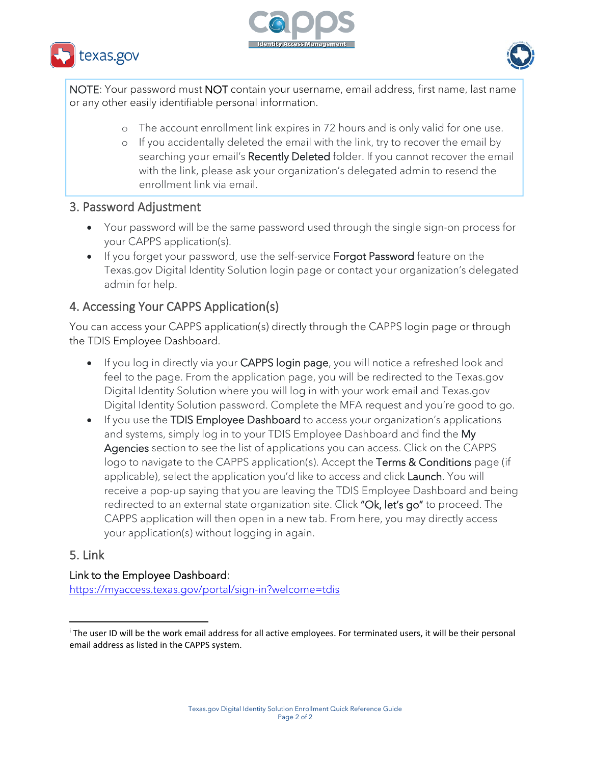**NOTE**: Your password must **NOT** contain your username, email address, first name, last name or any other easily identifiable personal information.

- The account enrollment link expires in 72 hours and is only valid for one use.
- If you accidentally deleted the email with the link, try to recover the email by searching your email's **Recently Deleted** folder. If you cannot recover the email with the link, please ask your organization's delegated admin to resend the enrollment link via email.

## 3. Password Adjustment

- Your password will be the same password used through the single sign-on process for your CAPPS application(s).
- If you forget your password, use the self-service **Forgot Password** feature on the Texas.gov Digital Identity Solution login page or contact your organization's delegated admin for help.

## 4. Accessing Your CAPPS Application(s)

You can access your CAPPS application(s) directly through the CAPPS login page or through the TDIS Employee Dashboard.

- If you log in directly via your **CAPPS login page**, you will notice a refreshed look and feel to the page. From the application page, you will be redirected to the Texas.gov Digital Identity Solution where you will log in with your work email and Texas.gov Digital Identity Solution password. Complete the MFA request and you're good to go.
- If you use the **TDIS Employee Dashboard** to access your organization's applications and systems, simply log in to your TDIS Employee Dashboard and find the **My Agencies** section to see the list of applications you can access. Click on the CAPPS logo to navigate to the CAPPS application(s). Accept the **Terms & Conditions** page (if applicable), select the application you'd like to access and click **Launch**. You will receive a pop-up saying that you are leaving the TDIS Employee Dashboard and being redirected to an external state organization site. Click **"Ok, let's go"** to proceed. The CAPPS application will then open in a new tab. From here, you may directly access your application(s) without logging in again.

## 5. Link

**Link to the Employee Dashboard**:
https://myaccess.texas.gov/portal/sign-in?welcome=tdis

---

[i] The user ID will be the work email address for all active employees. For terminated users, it will be their personal email address as listed in the CAPPS system.